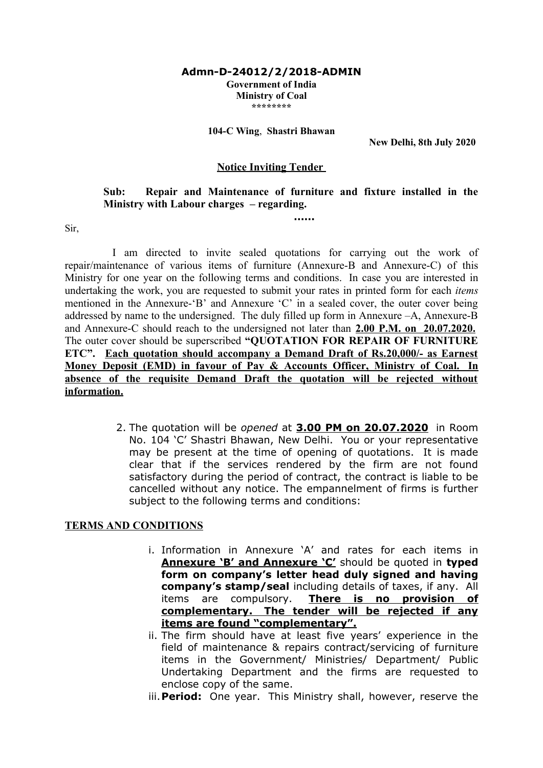**Admn-D-24012/2/2018-ADMIN**

**Government of India**
**Ministry of Coal**
**\*\*\*\*\*\*\*\***

**104-C Wing, Shastri Bhawan**

**New Delhi, 8th July 2020**

**Notice Inviting Tender**

**Sub: Repair and Maintenance of furniture and fixture installed in the Ministry with Labour charges – regarding.**

**……**

Sir,

I am directed to invite sealed quotations for carrying out the work of repair/maintenance of various items of furniture (Annexure-B and Annexure-C) of this Ministry for one year on the following terms and conditions. In case you are interested in undertaking the work, you are requested to submit your rates in printed form for each *items* mentioned in the Annexure-'B' and Annexure 'C' in a sealed cover, the outer cover being addressed by name to the undersigned. The duly filled up form in Annexure –A, Annexure-B and Annexure-C should reach to the undersigned not later than **2.00 P.M. on 20.07.2020.** The outer cover should be superscribed **"QUOTATION FOR REPAIR OF FURNITURE ETC". Each quotation should accompany a Demand Draft of Rs.20,000/- as Earnest Money Deposit (EMD) in favour of Pay & Accounts Officer, Ministry of Coal. In absence of the requisite Demand Draft the quotation will be rejected without information.**

2. The quotation will be *opened* at **3.00 PM on 20.07.2020** in Room No. 104 'C' Shastri Bhawan, New Delhi. You or your representative may be present at the time of opening of quotations. It is made clear that if the services rendered by the firm are not found satisfactory during the period of contract, the contract is liable to be cancelled without any notice. The empannelment of firms is further subject to the following terms and conditions:

**TERMS AND CONDITIONS**

i. Information in Annexure 'A' and rates for each items in **Annexure 'B' and Annexure 'C'** should be quoted in **typed form on company's letter head duly signed and having company's stamp/seal** including details of taxes, if any. All items are compulsory. **There is no provision of complementary. The tender will be rejected if any items are found "complementary".**
ii. The firm should have at least five years' experience in the field of maintenance & repairs contract/servicing of furniture items in the Government/ Ministries/ Department/ Public Undertaking Department and the firms are requested to enclose copy of the same.
iii. **Period:** One year. This Ministry shall, however, reserve the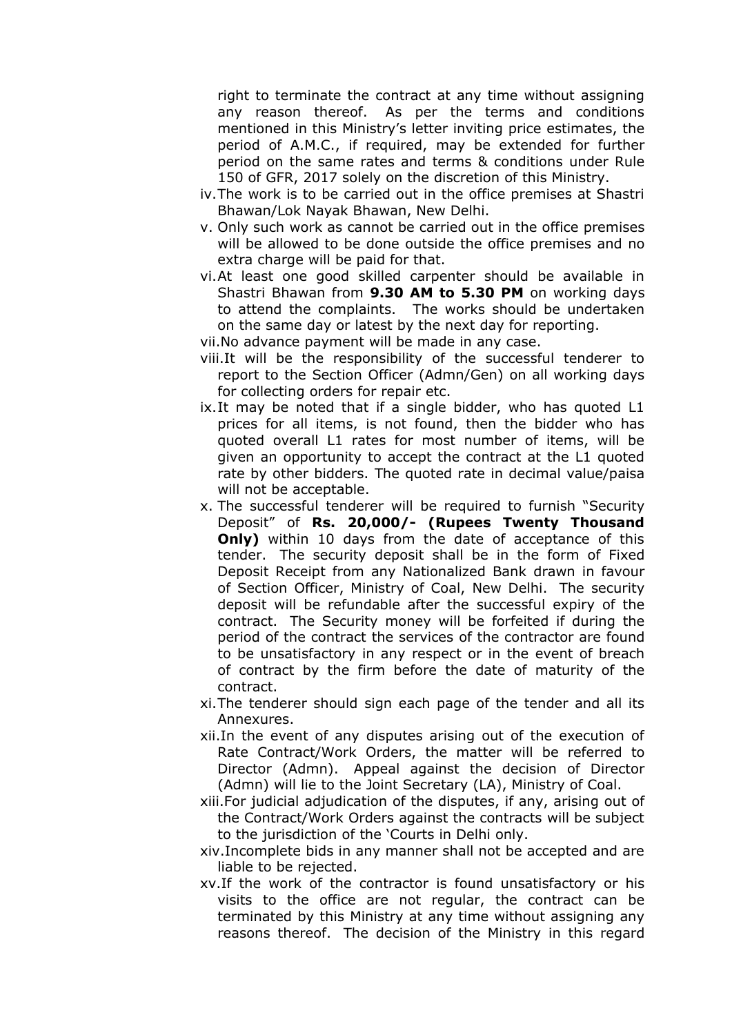right to terminate the contract at any time without assigning any reason thereof. As per the terms and conditions mentioned in this Ministry's letter inviting price estimates, the period of A.M.C., if required, may be extended for further period on the same rates and terms & conditions under Rule 150 of GFR, 2017 solely on the discretion of this Ministry.

iv. The work is to be carried out in the office premises at Shastri Bhawan/Lok Nayak Bhawan, New Delhi.

v. Only such work as cannot be carried out in the office premises will be allowed to be done outside the office premises and no extra charge will be paid for that.

vi. At least one good skilled carpenter should be available in Shastri Bhawan from **9.30 AM to 5.30 PM** on working days to attend the complaints. The works should be undertaken on the same day or latest by the next day for reporting.

vii. No advance payment will be made in any case.

viii. It will be the responsibility of the successful tenderer to report to the Section Officer (Admn/Gen) on all working days for collecting orders for repair etc.

ix. It may be noted that if a single bidder, who has quoted L1 prices for all items, is not found, then the bidder who has quoted overall L1 rates for most number of items, will be given an opportunity to accept the contract at the L1 quoted rate by other bidders. The quoted rate in decimal value/paisa will not be acceptable.

x. The successful tenderer will be required to furnish "Security Deposit" of **Rs. 20,000/- (Rupees Twenty Thousand Only)** within 10 days from the date of acceptance of this tender. The security deposit shall be in the form of Fixed Deposit Receipt from any Nationalized Bank drawn in favour of Section Officer, Ministry of Coal, New Delhi. The security deposit will be refundable after the successful expiry of the contract. The Security money will be forfeited if during the period of the contract the services of the contractor are found to be unsatisfactory in any respect or in the event of breach of contract by the firm before the date of maturity of the contract.

xi. The tenderer should sign each page of the tender and all its Annexures.

xii. In the event of any disputes arising out of the execution of Rate Contract/Work Orders, the matter will be referred to Director (Admn). Appeal against the decision of Director (Admn) will lie to the Joint Secretary (LA), Ministry of Coal.

xiii. For judicial adjudication of the disputes, if any, arising out of the Contract/Work Orders against the contracts will be subject to the jurisdiction of the 'Courts in Delhi only.

xiv. Incomplete bids in any manner shall not be accepted and are liable to be rejected.

xv. If the work of the contractor is found unsatisfactory or his visits to the office are not regular, the contract can be terminated by this Ministry at any time without assigning any reasons thereof. The decision of the Ministry in this regard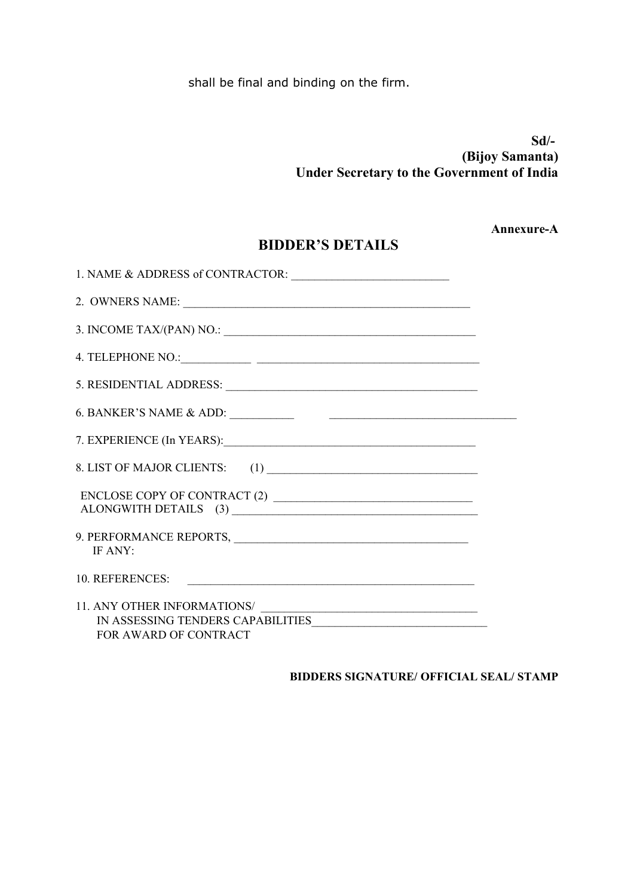shall be final and binding on the firm.

**Sd/-**
**(Bijoy Samanta)**
**Under Secretary to the Government of India**

**Annexure-A**

## BIDDER'S DETAILS

1. NAME & ADDRESS of CONTRACTOR: ___________________________

2. OWNERS NAME: ___________________________________________________

3. INCOME TAX/(PAN) NO.: _____________________________________________

4. TELEPHONE NO.:____________ ______________________________________

5. RESIDENTIAL ADDRESS: _____________________________________________

6. BANKER'S NAME & ADD: ___________ ________________________________

7. EXPERIENCE (In YEARS):_____________________________________________

8. LIST OF MAJOR CLIENTS: (1) _____________________________________

ENCLOSE COPY OF CONTRACT (2) __________________________________
ALONGWITH DETAILS (3) __________________________________________

9. PERFORMANCE REPORTS, ________________________________________
IF ANY:

10. REFERENCES: ___________________________________________________

11. ANY OTHER INFORMATIONS/ _____________________________________
IN ASSESSING TENDERS CAPABILITIES______________________________
FOR AWARD OF CONTRACT

**BIDDERS SIGNATURE/ OFFICIAL SEAL/ STAMP**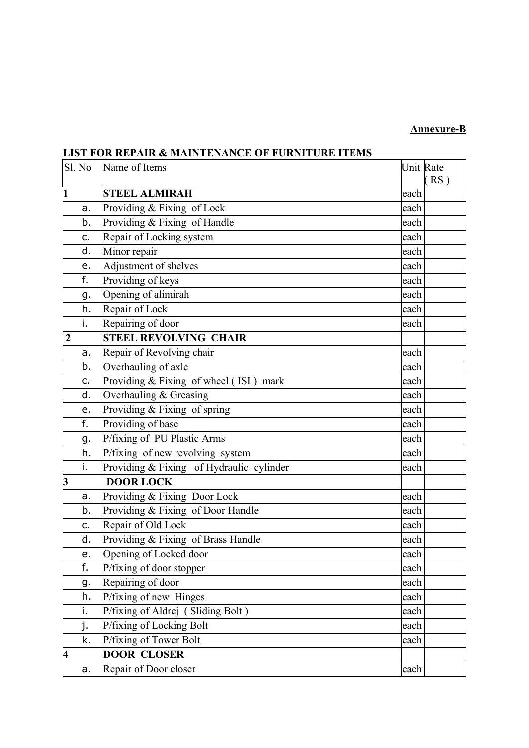**Annexure-B**

**LIST FOR REPAIR & MAINTENANCE OF FURNITURE ITEMS**

| Sl. No | Name of Items | Unit | Rate ( RS ) |
|---|---|---|---|
| **1** | **STEEL ALMIRAH** | each | |
| a. | Providing & Fixing of Lock | each | |
| b. | Providing & Fixing of Handle | each | |
| c. | Repair of Locking system | each | |
| d. | Minor repair | each | |
| e. | Adjustment of shelves | each | |
| f. | Providing of keys | each | |
| g. | Opening of alimirah | each | |
| h. | Repair of Lock | each | |
| i. | Repairing of door | each | |
| **2** | **STEEL REVOLVING CHAIR** | | |
| a. | Repair of Revolving chair | each | |
| b. | Overhauling of axle | each | |
| c. | Providing & Fixing of wheel ( ISI ) mark | each | |
| d. | Overhauling & Greasing | each | |
| e. | Providing & Fixing of spring | each | |
| f. | Providing of base | each | |
| g. | P/fixing of PU Plastic Arms | each | |
| h. | P/fixing of new revolving system | each | |
| i. | Providing & Fixing of Hydraulic cylinder | each | |
| **3** | **DOOR LOCK** | | |
| a. | Providing & Fixing Door Lock | each | |
| b. | Providing & Fixing of Door Handle | each | |
| c. | Repair of Old Lock | each | |
| d. | Providing & Fixing of Brass Handle | each | |
| e. | Opening of Locked door | each | |
| f. | P/fixing of door stopper | each | |
| g. | Repairing of door | each | |
| h. | P/fixing of new Hinges | each | |
| i. | P/fixing of Aldrej ( Sliding Bolt ) | each | |
| j. | P/fixing of Locking Bolt | each | |
| k. | P/fixing of Tower Bolt | each | |
| **4** | **DOOR CLOSER** | | |
| a. | Repair of Door closer | each | |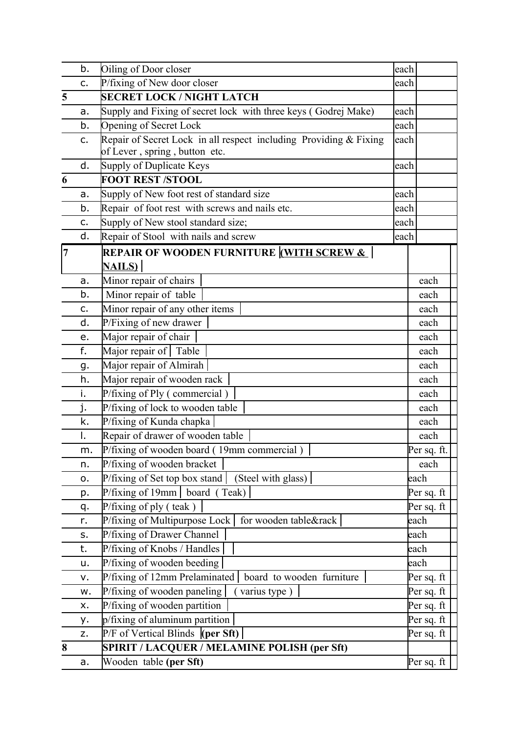| | | | |
|---|---|---|---|
| b. | Oiling of Door closer | each | |
| c. | P/fixing of New door closer | each | |
| **5** | **SECRET LOCK / NIGHT LATCH** | | |
| a. | Supply and Fixing of secret lock with three keys ( Godrej Make) | each | |
| b. | Opening of Secret Lock | each | |
| c. | Repair of Secret Lock in all respect including Providing & Fixing of Lever , spring , button etc. | each | |
| d. | Supply of Duplicate Keys | each | |
| **6** | **FOOT REST /STOOL** | | |
| a. | Supply of New foot rest of standard size | each | |
| b. | Repair of foot rest with screws and nails etc. | each | |
| c. | Supply of New stool standard size; | each | |
| d. | Repair of Stool with nails and screw | each | |
| **7** | **REPAIR OF WOODEN FURNITURE (WITH SCREW & NAILS)** | | |
| a. | Minor repair of chairs | each | |
| b. | Minor repair of table | each | |
| c. | Minor repair of any other items | each | |
| d. | P/Fixing of new drawer | each | |
| e. | Major repair of chair | each | |
| f. | Major repair of Table | each | |
| g. | Major repair of Almirah | each | |
| h. | Major repair of wooden rack | each | |
| i. | P/fixing of Ply ( commercial ) | each | |
| j. | P/fixing of lock to wooden table | each | |
| k. | P/fixing of Kunda chapka | each | |
| l. | Repair of drawer of wooden table | each | |
| m. | P/fixing of wooden board ( 19mm commercial ) | Per sq. ft. | |
| n. | P/fixing of wooden bracket | each | |
| o. | P/fixing of Set top box stand (Steel with glass) | each | |
| p. | P/fixing of 19mm board ( Teak) | Per sq. ft | |
| q. | P/fixing of ply ( teak ) | Per sq. ft | |
| r. | P/fixing of Multipurpose Lock for wooden table&rack | each | |
| s. | P/fixing of Drawer Channel | each | |
| t. | P/fixing of Knobs / Handles | each | |
| u. | P/fixing of wooden beeding | each | |
| v. | P/fixing of 12mm Prelaminated board to wooden furniture | Per sq. ft | |
| w. | P/fixing of wooden paneling ( varius type ) | Per sq. ft | |
| x. | P/fixing of wooden partition | Per sq. ft | |
| y. | p/fixing of aluminum partition | Per sq. ft | |
| z. | P/F of Vertical Blinds **(per Sft)** | Per sq. ft | |
| **8** | **SPIRIT / LACQUER / MELAMINE POLISH (per Sft)** | | |
| a. | Wooden table **(per Sft)** | Per sq. ft | |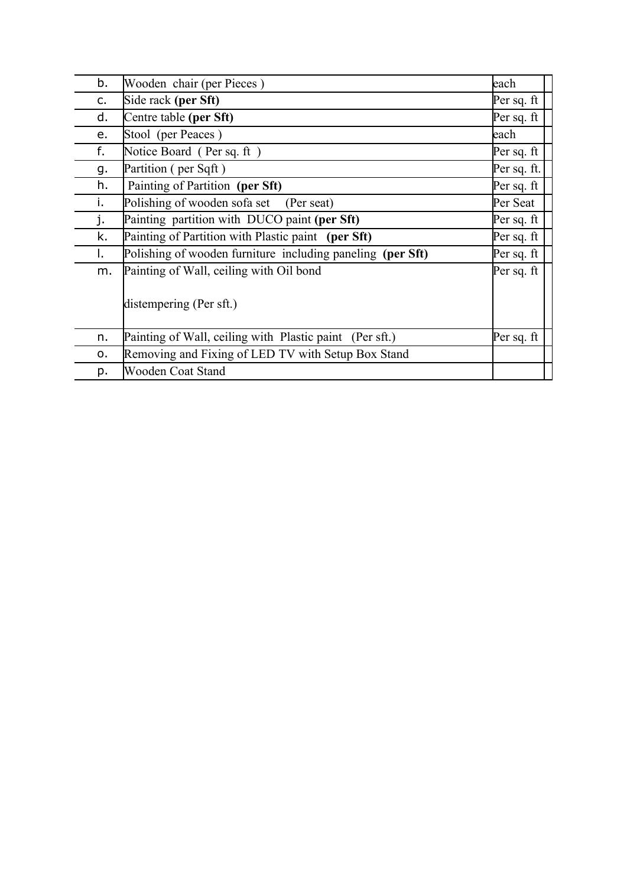|  |  |  |  |
|---|---|---|---|
| b. | Wooden chair (per Pieces ) | each |  |
| c. | Side rack **(per Sft)** | Per sq. ft |  |
| d. | Centre table **(per Sft)** | Per sq. ft |  |
| e. | Stool (per Peaces ) | each |  |
| f. | Notice Board ( Per sq. ft ) | Per sq. ft |  |
| g. | Partition ( per Sqft ) | Per sq. ft. |  |
| h. | Painting of Partition **(per Sft)** | Per sq. ft |  |
| i. | Polishing of wooden sofa set (Per seat) | Per Seat |  |
| j. | Painting partition with DUCO paint **(per Sft)** | Per sq. ft |  |
| k. | Painting of Partition with Plastic paint **(per Sft)** | Per sq. ft |  |
| l. | Polishing of wooden furniture including paneling **(per Sft)** | Per sq. ft |  |
| m. | Painting of Wall, ceiling with Oil bond<br><br>distempering (Per sft.) | Per sq. ft |  |
| n. | Painting of Wall, ceiling with Plastic paint (Per sft.) | Per sq. ft |  |
| o. | Removing and Fixing of LED TV with Setup Box Stand |  |  |
| p. | Wooden Coat Stand |  |  |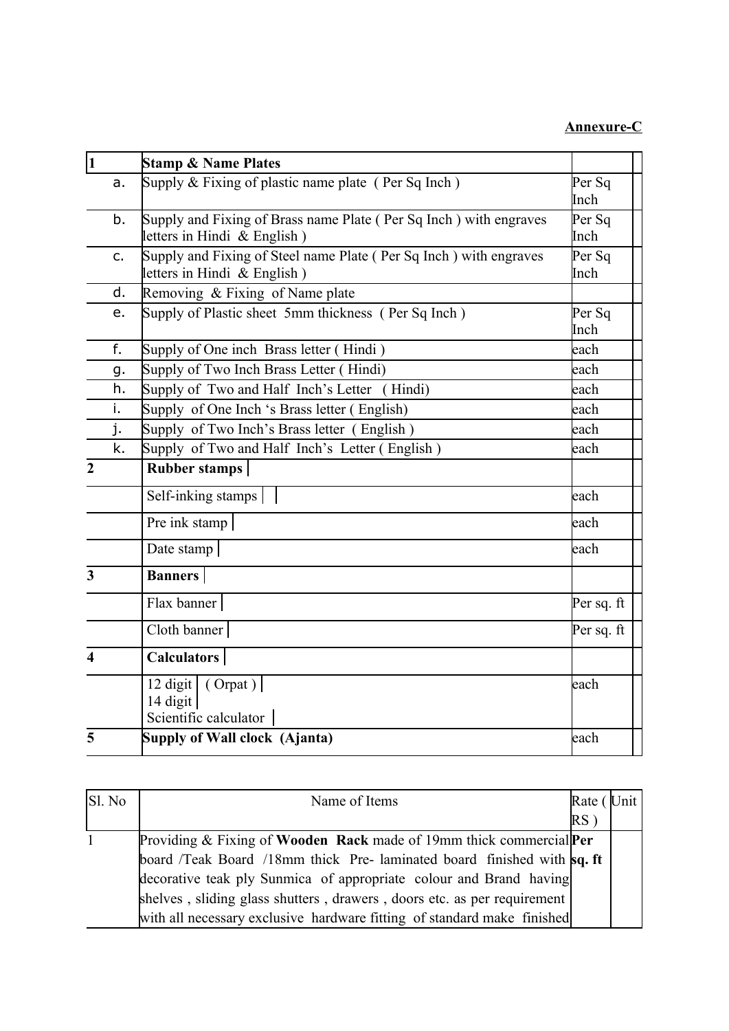**Annexure-C**

| 1 | **Stamp & Name Plates** | | |
|---|---|---|---|
| a. | Supply & Fixing of plastic name plate ( Per Sq Inch ) | Per Sq Inch | |
| b. | Supply and Fixing of Brass name Plate ( Per Sq Inch ) with engraves letters in Hindi & English ) | Per Sq Inch | |
| c. | Supply and Fixing of Steel name Plate ( Per Sq Inch ) with engraves letters in Hindi & English ) | Per Sq Inch | |
| d. | Removing & Fixing of Name plate | | |
| e. | Supply of Plastic sheet 5mm thickness ( Per Sq Inch ) | Per Sq Inch | |
| f. | Supply of One inch Brass letter ( Hindi ) | each | |
| g. | Supply of Two Inch Brass Letter ( Hindi) | each | |
| h. | Supply of Two and Half Inch's Letter ( Hindi) | each | |
| i. | Supply of One Inch 's Brass letter ( English) | each | |
| j. | Supply of Two Inch's Brass letter ( English ) | each | |
| k. | Supply of Two and Half Inch's Letter ( English ) | each | |
| **2** | **Rubber stamps** | | |
| | Self-inking stamps | each | |
| | Pre ink stamp | each | |
| | Date stamp | each | |
| **3** | **Banners** | | |
| | Flax banner | Per sq. ft | |
| | Cloth banner | Per sq. ft | |
| **4** | **Calculators** | | |
| | 12 digit ( Orpat )<br>14 digit<br>Scientific calculator | each | |
| **5** | **Supply of Wall clock (Ajanta)** | each | |

| Sl. No | Name of Items | Rate ( RS ) | Unit |
|---|---|---|---|
| 1 | Providing & Fixing of **Wooden Rack** made of 19mm thick commercial board /Teak Board /18mm thick Pre- laminated board finished with decorative teak ply Sunmica of appropriate colour and Brand having shelves , sliding glass shutters , drawers , doors etc. as per requirement with all necessary exclusive hardware fitting of standard make finished | **Per sq. ft** | |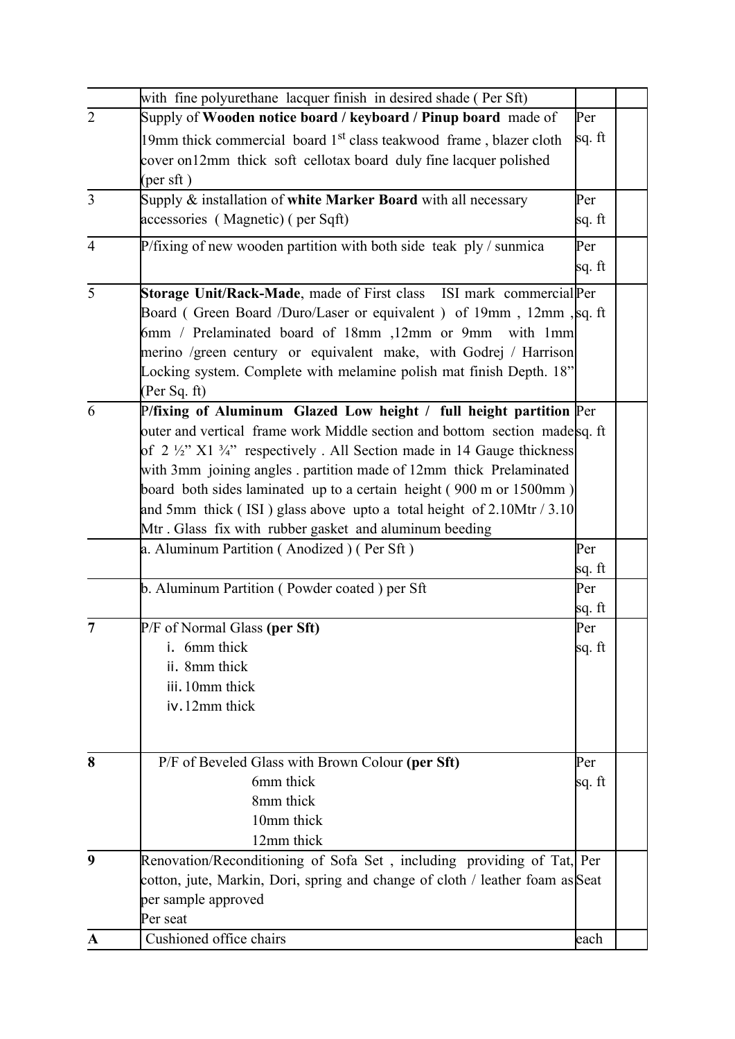| | | | |
|---|---|---|---|
| | with fine polyurethane lacquer finish in desired shade ( Per Sft) | | |
| 2 | Supply of **Wooden notice board / keyboard / Pinup board** made of 19mm thick commercial board 1st class teakwood frame , blazer cloth cover on12mm thick soft cellotax board duly fine lacquer polished (per sft ) | Per sq. ft | |
| 3 | Supply & installation of **white Marker Board** with all necessary accessories ( Magnetic) ( per Sqft) | Per sq. ft | |
| 4 | P/fixing of new wooden partition with both side teak ply / sunmica | Per sq. ft | |
| 5 | **Storage Unit/Rack-Made**, made of First class ISI mark commercial Board ( Green Board /Duro/Laser or equivalent ) of 19mm , 12mm , 6mm / Prelaminated board of 18mm ,12mm or 9mm with 1mm merino /green century or equivalent make, with Godrej / Harrison Locking system. Complete with melamine polish mat finish Depth. 18" (Per Sq. ft) | Per sq. ft | |
| 6 | **P/fixing of Aluminum Glazed Low height / full height partition** outer and vertical frame work Middle section and bottom section made of 2 ½" X1 ¾" respectively . All Section made in 14 Gauge thickness with 3mm joining angles . partition made of 12mm thick Prelaminated board both sides laminated up to a certain height ( 900 m or 1500mm ) and 5mm thick ( ISI ) glass above upto a total height of 2.10Mtr / 3.10 Mtr . Glass fix with rubber gasket and aluminum beeding | Per sq. ft | |
| | a. Aluminum Partition ( Anodized ) ( Per Sft ) | Per sq. ft | |
| | b. Aluminum Partition ( Powder coated ) per Sft | Per sq. ft | |
| **7** | P/F of Normal Glass **(per Sft)**<br>i. 6mm thick<br>ii. 8mm thick<br>iii. 10mm thick<br>iv. 12mm thick | Per sq. ft | |
| **8** | P/F of Beveled Glass with Brown Colour **(per Sft)**<br>6mm thick<br>8mm thick<br>10mm thick<br>12mm thick | Per sq. ft | |
| **9** | Renovation/Reconditioning of Sofa Set , including providing of Tat, cotton, jute, Markin, Dori, spring and change of cloth / leather foam as per sample approved<br>Per seat | Per Seat | |
| **A** | Cushioned office chairs | each | |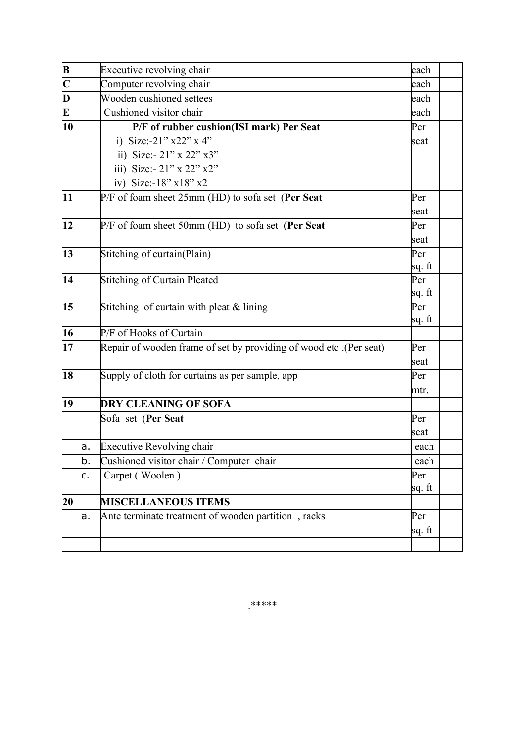| | | | |
|---|---|---|---|
| **B** | Executive revolving chair | each | |
| **C** | Computer revolving chair | each | |
| **D** | Wooden cushioned settees | each | |
| **E** | Cushioned visitor chair | each | |
| **10** | **P/F of rubber cushion(ISI mark) Per Seat**<br>i) Size:-21" x22" x 4"<br>ii) Size:- 21" x 22" x3"<br>iii) Size:- 21" x 22" x2"<br>iv) Size:-18" x18" x2 | Per seat | |
| **11** | P/F of foam sheet 25mm (HD) to sofa set (**Per Seat** | Per seat | |
| **12** | P/F of foam sheet 50mm (HD) to sofa set (**Per Seat** | Per seat | |
| **13** | Stitching of curtain(Plain) | Per sq. ft | |
| **14** | Stitching of Curtain Pleated | Per sq. ft | |
| **15** | Stitching of curtain with pleat & lining | Per sq. ft | |
| **16** | P/F of Hooks of Curtain | | |
| **17** | Repair of wooden frame of set by providing of wood etc .(Per seat) | Per seat | |
| **18** | Supply of cloth for curtains as per sample, app | Per mtr. | |
| **19** | **DRY CLEANING OF SOFA** | | |
| | Sofa set (**Per Seat** | Per seat | |
| a. | Executive Revolving chair | each | |
| b. | Cushioned visitor chair / Computer chair | each | |
| c. | Carpet ( Woolen ) | Per sq. ft | |
| **20** | **MISCELLANEOUS ITEMS** | | |
| a. | Ante terminate treatment of wooden partition , racks | Per sq. ft | |
| | | | |

.*****